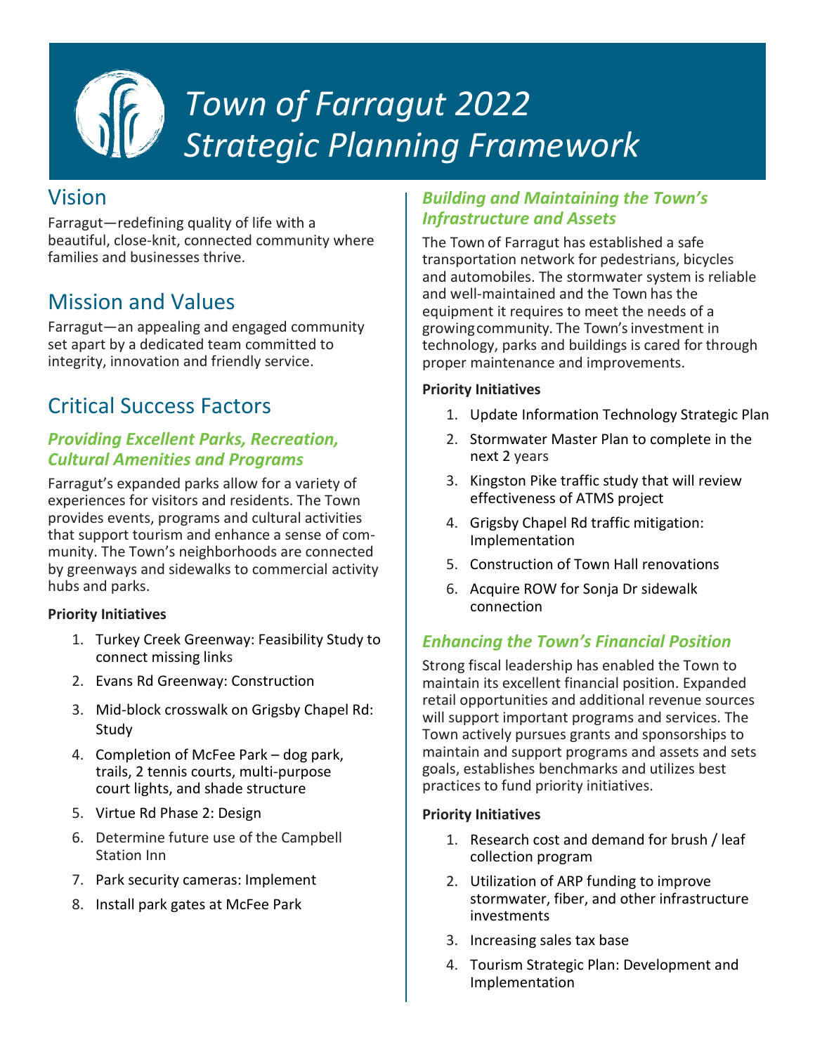# Town of Farragut 2022 Strategic Planning Framework

## Vision

Farragut—redefining quality of life with a beautiful, close-knit, connected community where families and businesses thrive.

## Mission and Values

Farragut—an appealing and engaged community set apart by a dedicated team committed to integrity, innovation and friendly service.

## Critical Success Factors

### *Providing Excellent Parks, Recreation, Cultural Amenities and Programs*

Farragut's expanded parks allow for a variety of experiences for visitors and residents. The Town provides events, programs and cultural activities that support tourism and enhance a sense of community. The Town's neighborhoods are connected by greenways and sidewalks to commercial activity hubs and parks.

**Priority Initiatives**

1. Turkey Creek Greenway: Feasibility Study to connect missing links
2. Evans Rd Greenway: Construction
3. Mid-block crosswalk on Grigsby Chapel Rd: Study
4. Completion of McFee Park – dog park, trails, 2 tennis courts, multi-purpose court lights, and shade structure
5. Virtue Rd Phase 2: Design
6. Determine future use of the Campbell Station Inn
7. Park security cameras: Implement
8. Install park gates at McFee Park

### *Building and Maintaining the Town's Infrastructure and Assets*

The Town of Farragut has established a safe transportation network for pedestrians, bicycles and automobiles. The stormwater system is reliable and well-maintained and the Town has the equipment it requires to meet the needs of a growing community. The Town's investment in technology, parks and buildings is cared for through proper maintenance and improvements.

**Priority Initiatives**

1. Update Information Technology Strategic Plan
2. Stormwater Master Plan to complete in the next 2 years
3. Kingston Pike traffic study that will review effectiveness of ATMS project
4. Grigsby Chapel Rd traffic mitigation: Implementation
5. Construction of Town Hall renovations
6. Acquire ROW for Sonja Dr sidewalk connection

### *Enhancing the Town's Financial Position*

Strong fiscal leadership has enabled the Town to maintain its excellent financial position. Expanded retail opportunities and additional revenue sources will support important programs and services. The Town actively pursues grants and sponsorships to maintain and support programs and assets and sets goals, establishes benchmarks and utilizes best practices to fund priority initiatives.

**Priority Initiatives**

1. Research cost and demand for brush / leaf collection program
2. Utilization of ARP funding to improve stormwater, fiber, and other infrastructure investments
3. Increasing sales tax base
4. Tourism Strategic Plan: Development and Implementation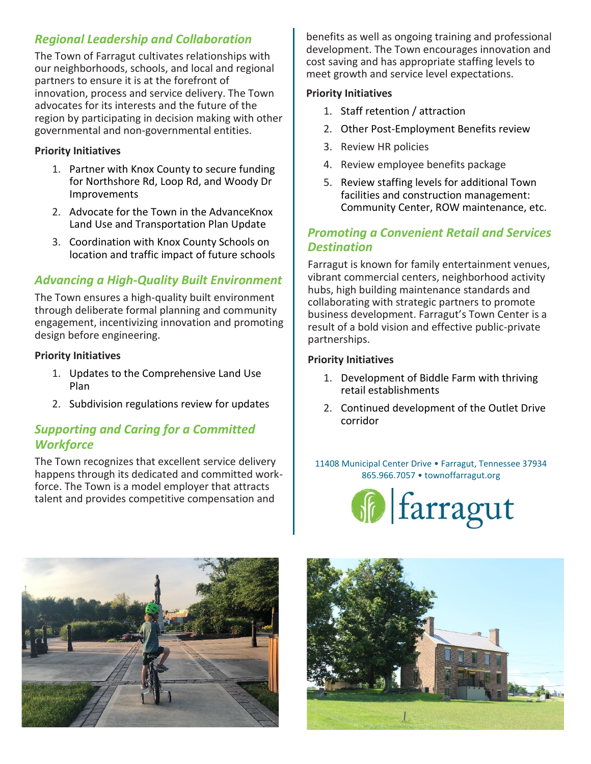## *Regional Leadership and Collaboration*

The Town of Farragut cultivates relationships with our neighborhoods, schools, and local and regional partners to ensure it is at the forefront of innovation, process and service delivery. The Town advocates for its interests and the future of the region by participating in decision making with other governmental and non-governmental entities.

**Priority Initiatives**

1. Partner with Knox County to secure funding for Northshore Rd, Loop Rd, and Woody Dr Improvements
2. Advocate for the Town in the AdvanceKnox Land Use and Transportation Plan Update
3. Coordination with Knox County Schools on location and traffic impact of future schools

## *Advancing a High-Quality Built Environment*

The Town ensures a high-quality built environment through deliberate formal planning and community engagement, incentivizing innovation and promoting design before engineering.

**Priority Initiatives**

1. Updates to the Comprehensive Land Use Plan
2. Subdivision regulations review for updates

## *Supporting and Caring for a Committed Workforce*

The Town recognizes that excellent service delivery happens through its dedicated and committed work-force. The Town is a model employer that attracts talent and provides competitive compensation and benefits as well as ongoing training and professional development. The Town encourages innovation and cost saving and has appropriate staffing levels to meet growth and service level expectations.

**Priority Initiatives**

1. Staff retention / attraction
2. Other Post-Employment Benefits review
3. Review HR policies
4. Review employee benefits package
5. Review staffing levels for additional Town facilities and construction management: Community Center, ROW maintenance, etc.

## *Promoting a Convenient Retail and Services Destination*

Farragut is known for family entertainment venues, vibrant commercial centers, neighborhood activity hubs, high building maintenance standards and collaborating with strategic partners to promote business development. Farragut's Town Center is a result of a bold vision and effective public-private partnerships.

**Priority Initiatives**

1. Development of Biddle Farm with thriving retail establishments
2. Continued development of the Outlet Drive corridor

11408 Municipal Center Drive • Farragut, Tennessee 37934
865.966.7057 • townoffarragut.org

farragut